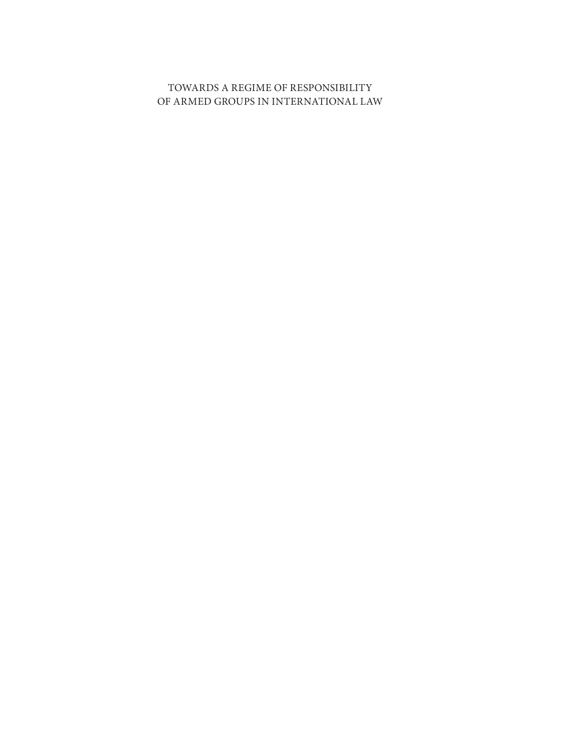# TOWARDS A REGIME OF RESPONSIBILITY OF ARMED GROUPS IN INTERNATIONAL LAW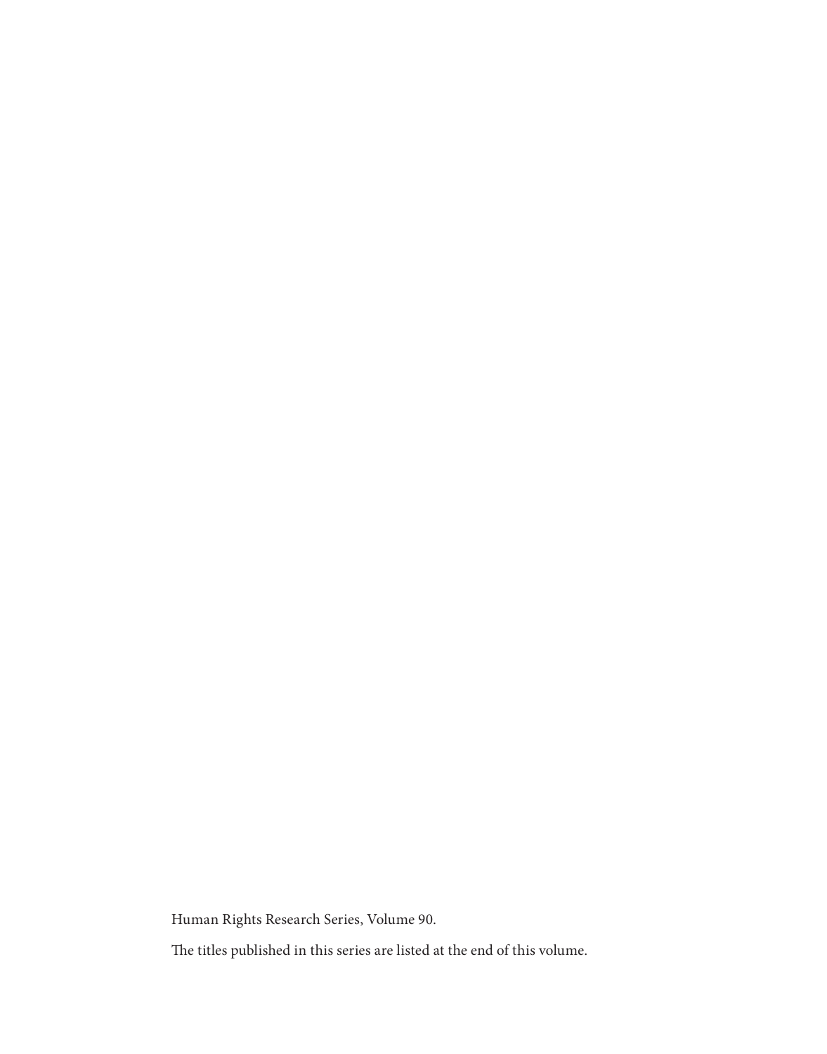Human Rights Research Series, Volume 90.

The titles published in this series are listed at the end of this volume.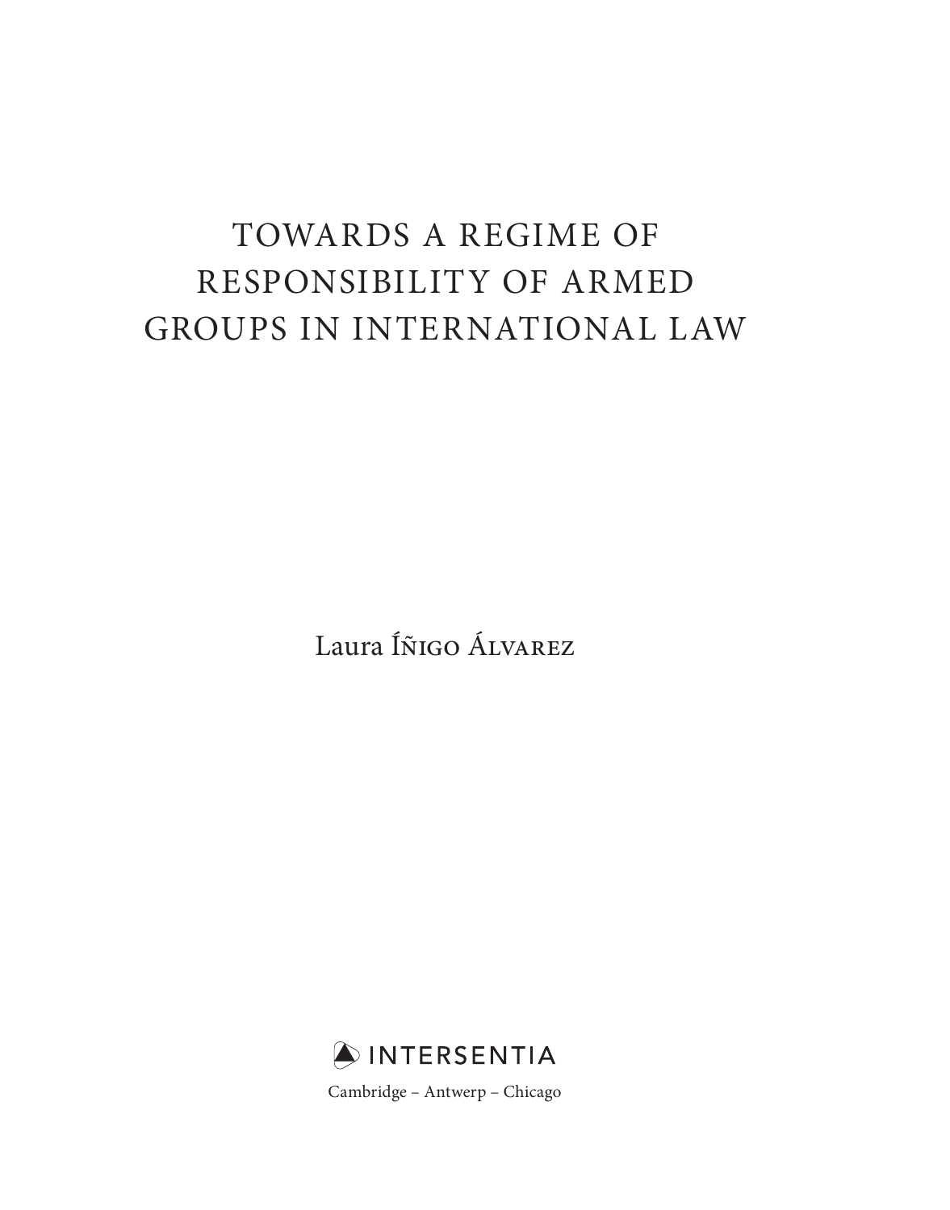# TOWARDS A REGIME OF RESPONSIBILITY OF ARMED GROUPS IN INTERNATIONAL LAW

Laura Íñigo Álvarez

INTERSENTIA

Cambridge – Antwerp – Chicago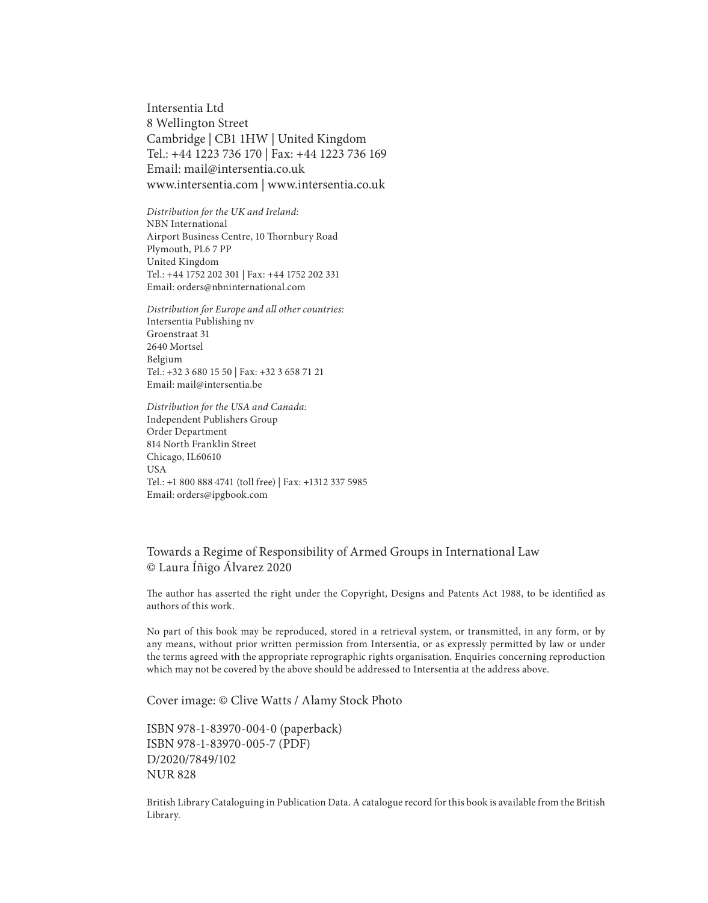Intersentia Ltd
8 Wellington Street
Cambridge | CB1 1HW | United Kingdom
Tel.: +44 1223 736 170 | Fax: +44 1223 736 169
Email: mail@intersentia.co.uk
www.intersentia.com | www.intersentia.co.uk

*Distribution for the UK and Ireland:*
NBN International
Airport Business Centre, 10 Thornbury Road
Plymouth, PL6 7 PP
United Kingdom
Tel.: +44 1752 202 301 | Fax: +44 1752 202 331
Email: orders@nbninternational.com

*Distribution for Europe and all other countries:*
Intersentia Publishing nv
Groenstraat 31
2640 Mortsel
Belgium
Tel.: +32 3 680 15 50 | Fax: +32 3 658 71 21
Email: mail@intersentia.be

*Distribution for the USA and Canada:*
Independent Publishers Group
Order Department
814 North Franklin Street
Chicago, IL60610
USA
Tel.: +1 800 888 4741 (toll free) | Fax: +1312 337 5985
Email: orders@ipgbook.com

Towards a Regime of Responsibility of Armed Groups in International Law
© Laura Íñigo Álvarez 2020

The author has asserted the right under the Copyright, Designs and Patents Act 1988, to be identified as authors of this work.

No part of this book may be reproduced, stored in a retrieval system, or transmitted, in any form, or by any means, without prior written permission from Intersentia, or as expressly permitted by law or under the terms agreed with the appropriate reprographic rights organisation. Enquiries concerning reproduction which may not be covered by the above should be addressed to Intersentia at the address above.

Cover image: © Clive Watts / Alamy Stock Photo

ISBN 978-1-83970-004-0 (paperback)
ISBN 978-1-83970-005-7 (PDF)
D/2020/7849/102
NUR 828

British Library Cataloguing in Publication Data. A catalogue record for this book is available from the British Library.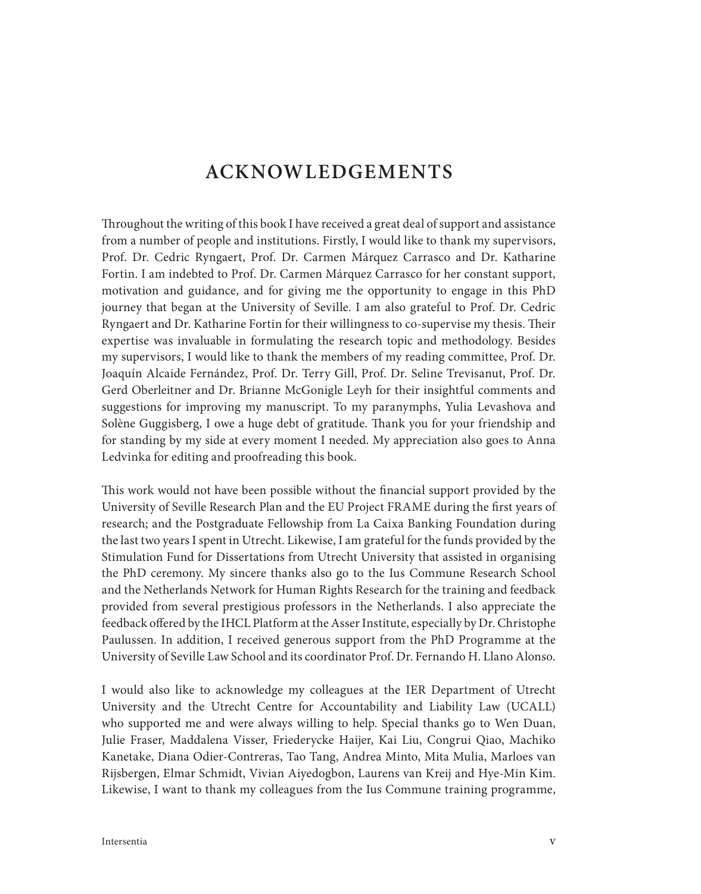# ACKNOWLEDGEMENTS

Throughout the writing of this book I have received a great deal of support and assistance from a number of people and institutions. Firstly, I would like to thank my supervisors, Prof. Dr. Cedric Ryngaert, Prof. Dr. Carmen Márquez Carrasco and Dr. Katharine Fortin. I am indebted to Prof. Dr. Carmen Márquez Carrasco for her constant support, motivation and guidance, and for giving me the opportunity to engage in this PhD journey that began at the University of Seville. I am also grateful to Prof. Dr. Cedric Ryngaert and Dr. Katharine Fortin for their willingness to co-supervise my thesis. Their expertise was invaluable in formulating the research topic and methodology. Besides my supervisors, I would like to thank the members of my reading committee, Prof. Dr. Joaquín Alcaide Fernández, Prof. Dr. Terry Gill, Prof. Dr. Seline Trevisanut, Prof. Dr. Gerd Oberleitner and Dr. Brianne McGonigle Leyh for their insightful comments and suggestions for improving my manuscript. To my paranymphs, Yulia Levashova and Solène Guggisberg, I owe a huge debt of gratitude. Thank you for your friendship and for standing by my side at every moment I needed. My appreciation also goes to Anna Ledvinka for editing and proofreading this book.

This work would not have been possible without the financial support provided by the University of Seville Research Plan and the EU Project FRAME during the first years of research; and the Postgraduate Fellowship from La Caixa Banking Foundation during the last two years I spent in Utrecht. Likewise, I am grateful for the funds provided by the Stimulation Fund for Dissertations from Utrecht University that assisted in organising the PhD ceremony. My sincere thanks also go to the Ius Commune Research School and the Netherlands Network for Human Rights Research for the training and feedback provided from several prestigious professors in the Netherlands. I also appreciate the feedback offered by the IHCL Platform at the Asser Institute, especially by Dr. Christophe Paulussen. In addition, I received generous support from the PhD Programme at the University of Seville Law School and its coordinator Prof. Dr. Fernando H. Llano Alonso.

I would also like to acknowledge my colleagues at the IER Department of Utrecht University and the Utrecht Centre for Accountability and Liability Law (UCALL) who supported me and were always willing to help. Special thanks go to Wen Duan, Julie Fraser, Maddalena Visser, Friederycke Haijer, Kai Liu, Congrui Qiao, Machiko Kanetake, Diana Odier-Contreras, Tao Tang, Andrea Minto, Mita Mulia, Marloes van Rijsbergen, Elmar Schmidt, Vivian Aiyedogbon, Laurens van Kreij and Hye-Min Kim. Likewise, I want to thank my colleagues from the Ius Commune training programme,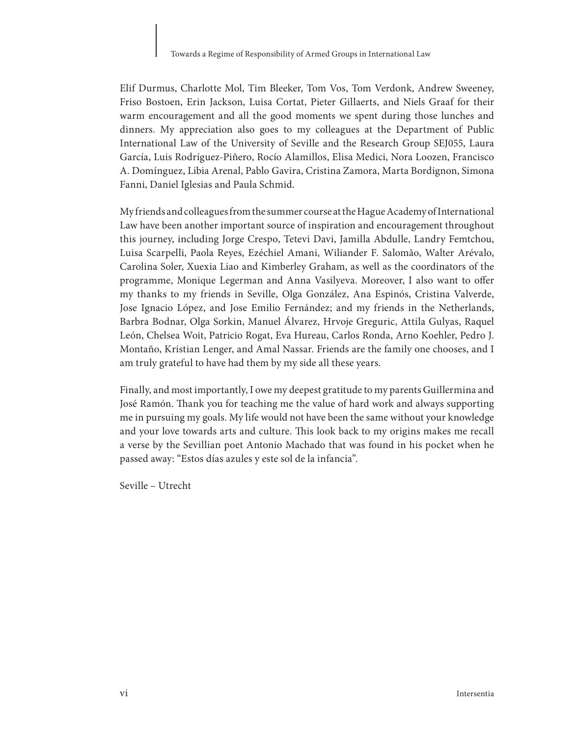Elif Durmus, Charlotte Mol, Tim Bleeker, Tom Vos, Tom Verdonk, Andrew Sweeney, Friso Bostoen, Erin Jackson, Luisa Cortat, Pieter Gillaerts, and Niels Graaf for their warm encouragement and all the good moments we spent during those lunches and dinners. My appreciation also goes to my colleagues at the Department of Public International Law of the University of Seville and the Research Group SEJ055, Laura García, Luis Rodríguez-Piñero, Rocío Alamillos, Elisa Medici, Nora Loozen, Francisco A. Domínguez, Libia Arenal, Pablo Gavira, Cristina Zamora, Marta Bordignon, Simona Fanni, Daniel Iglesias and Paula Schmid.

My friends and colleagues from the summer course at the Hague Academy of International Law have been another important source of inspiration and encouragement throughout this journey, including Jorge Crespo, Tetevi Davi, Jamilla Abdulle, Landry Femtchou, Luisa Scarpelli, Paola Reyes, Ezéchiel Amani, Wiliander F. Salomão, Walter Arévalo, Carolina Soler, Xuexia Liao and Kimberley Graham, as well as the coordinators of the programme, Monique Legerman and Anna Vasilyeva. Moreover, I also want to offer my thanks to my friends in Seville, Olga González, Ana Espinós, Cristina Valverde, Jose Ignacio López, and Jose Emilio Fernández; and my friends in the Netherlands, Barbra Bodnar, Olga Sorkin, Manuel Álvarez, Hrvoje Greguric, Attila Gulyas, Raquel León, Chelsea Woit, Patricio Rogat, Eva Hureau, Carlos Ronda, Arno Koehler, Pedro J. Montaño, Kristian Lenger, and Amal Nassar. Friends are the family one chooses, and I am truly grateful to have had them by my side all these years.

Finally, and most importantly, I owe my deepest gratitude to my parents Guillermina and José Ramón. Thank you for teaching me the value of hard work and always supporting me in pursuing my goals. My life would not have been the same without your knowledge and your love towards arts and culture. This look back to my origins makes me recall a verse by the Sevillian poet Antonio Machado that was found in his pocket when he passed away: "Estos días azules y este sol de la infancia".

Seville – Utrecht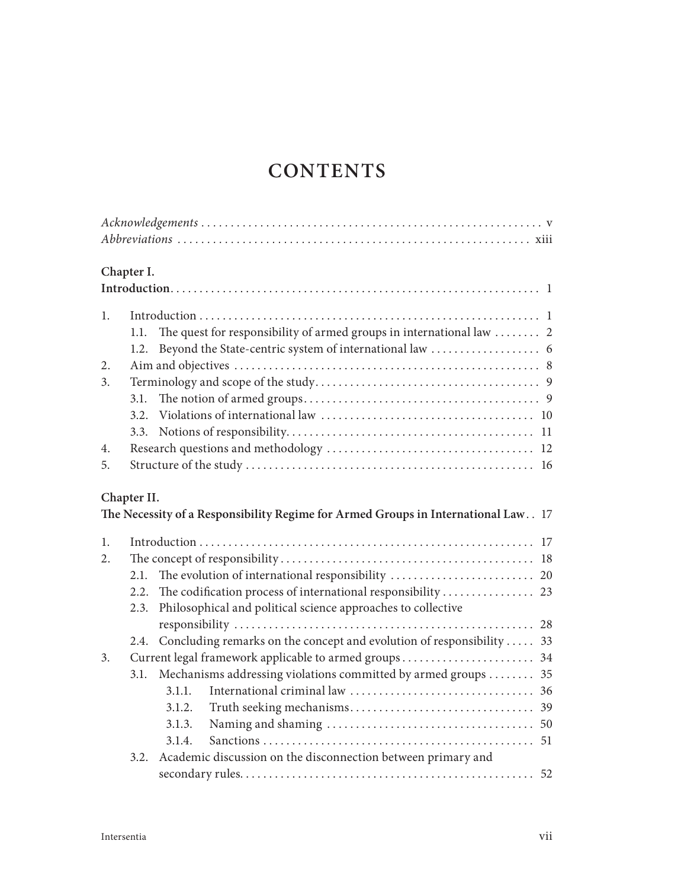# CONTENTS

*Acknowledgements* . . . . . . . . . . . . . . . . . . . . . . . . . . . . . . . . . . . . . . . . . . . . . . . . . . . . . . . . . v
*Abbreviations* . . . . . . . . . . . . . . . . . . . . . . . . . . . . . . . . . . . . . . . . . . . . . . . . . . . . . . . . . . xiii

**Chapter I.**
**Introduction** . . . . . . . . . . . . . . . . . . . . . . . . . . . . . . . . . . . . . . . . . . . . . . . . . . . . . . . . . . . . 1

1. Introduction . . . . . . . . . . . . . . . . . . . . . . . . . . . . . . . . . . . . . . . . . . . . . . . . . . . . . . . . . . 1
   1.1. The quest for responsibility of armed groups in international law . . . . . . . . 2
   1.2. Beyond the State-centric system of international law . . . . . . . . . . . . . . . . . . 6
2. Aim and objectives . . . . . . . . . . . . . . . . . . . . . . . . . . . . . . . . . . . . . . . . . . . . . . . . . . . . . 8
3. Terminology and scope of the study . . . . . . . . . . . . . . . . . . . . . . . . . . . . . . . . . . . . . . . 9
   3.1. The notion of armed groups . . . . . . . . . . . . . . . . . . . . . . . . . . . . . . . . . . . . . . . . . 9
   3.2. Violations of international law . . . . . . . . . . . . . . . . . . . . . . . . . . . . . . . . . . . . . 10
   3.3. Notions of responsibility . . . . . . . . . . . . . . . . . . . . . . . . . . . . . . . . . . . . . . . . . . 11
4. Research questions and methodology . . . . . . . . . . . . . . . . . . . . . . . . . . . . . . . . . . . . 12
5. Structure of the study . . . . . . . . . . . . . . . . . . . . . . . . . . . . . . . . . . . . . . . . . . . . . . . . . . 16

**Chapter II.**
**The Necessity of a Responsibility Regime for Armed Groups in International Law** . . 17

1. Introduction . . . . . . . . . . . . . . . . . . . . . . . . . . . . . . . . . . . . . . . . . . . . . . . . . . . . . . . . . . 17
2. The concept of responsibility . . . . . . . . . . . . . . . . . . . . . . . . . . . . . . . . . . . . . . . . . . . . 18
   2.1. The evolution of international responsibility . . . . . . . . . . . . . . . . . . . . . . . . . 20
   2.2. The codification process of international responsibility . . . . . . . . . . . . . . . . 23
   2.3. Philosophical and political science approaches to collective responsibility . . . . . . . . . . . . . . . . . . . . . . . . . . . . . . . . . . . . . . . . . . . . . . . . . . . . 28
   2.4. Concluding remarks on the concept and evolution of responsibility . . . . . 33
3. Current legal framework applicable to armed groups . . . . . . . . . . . . . . . . . . . . . . . 34
   3.1. Mechanisms addressing violations committed by armed groups . . . . . . . . 35
      3.1.1. International criminal law . . . . . . . . . . . . . . . . . . . . . . . . . . . . . . . . 36
      3.1.2. Truth seeking mechanisms . . . . . . . . . . . . . . . . . . . . . . . . . . . . . . . . 39
      3.1.3. Naming and shaming . . . . . . . . . . . . . . . . . . . . . . . . . . . . . . . . . . . . 50
      3.1.4. Sanctions . . . . . . . . . . . . . . . . . . . . . . . . . . . . . . . . . . . . . . . . . . . . . . . 51
   3.2. Academic discussion on the disconnection between primary and secondary rules . . . . . . . . . . . . . . . . . . . . . . . . . . . . . . . . . . . . . . . . . . . . . . . . . . . 52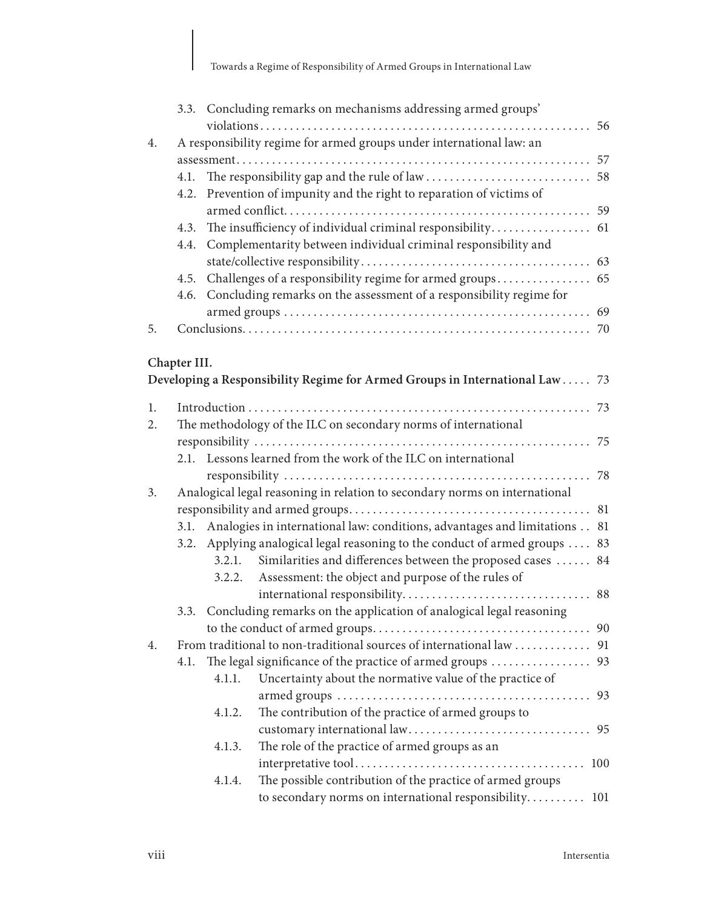3.3. Concluding remarks on mechanisms addressing armed groups' violations . . . 56

4. A responsibility regime for armed groups under international law: an assessment . . . 57
   - 4.1. The responsibility gap and the rule of law . . . 58
   - 4.2. Prevention of impunity and the right to reparation of victims of armed conflict . . . 59
   - 4.3. The insufficiency of individual criminal responsibility . . . 61
   - 4.4. Complementarity between individual criminal responsibility and state/collective responsibility . . . 63
   - 4.5. Challenges of a responsibility regime for armed groups . . . 65
   - 4.6. Concluding remarks on the assessment of a responsibility regime for armed groups . . . 69
5. Conclusions . . . 70

**Chapter III.**
**Developing a Responsibility Regime for Armed Groups in International Law . . . 73**

1. Introduction . . . 73
2. The methodology of the ILC on secondary norms of international responsibility . . . 75
   - 2.1. Lessons learned from the work of the ILC on international responsibility . . . 78
3. Analogical legal reasoning in relation to secondary norms on international responsibility and armed groups . . . 81
   - 3.1. Analogies in international law: conditions, advantages and limitations . . 81
   - 3.2. Applying analogical legal reasoning to the conduct of armed groups . . . . 83
     - 3.2.1. Similarities and differences between the proposed cases . . . 84
     - 3.2.2. Assessment: the object and purpose of the rules of international responsibility . . . 88
   - 3.3. Concluding remarks on the application of analogical legal reasoning to the conduct of armed groups . . . 90
4. From traditional to non-traditional sources of international law . . . 91
   - 4.1. The legal significance of the practice of armed groups . . . 93
     - 4.1.1. Uncertainty about the normative value of the practice of armed groups . . . 93
     - 4.1.2. The contribution of the practice of armed groups to customary international law . . . 95
     - 4.1.3. The role of the practice of armed groups as an interpretative tool . . . 100
     - 4.1.4. The possible contribution of the practice of armed groups to secondary norms on international responsibility . . . 101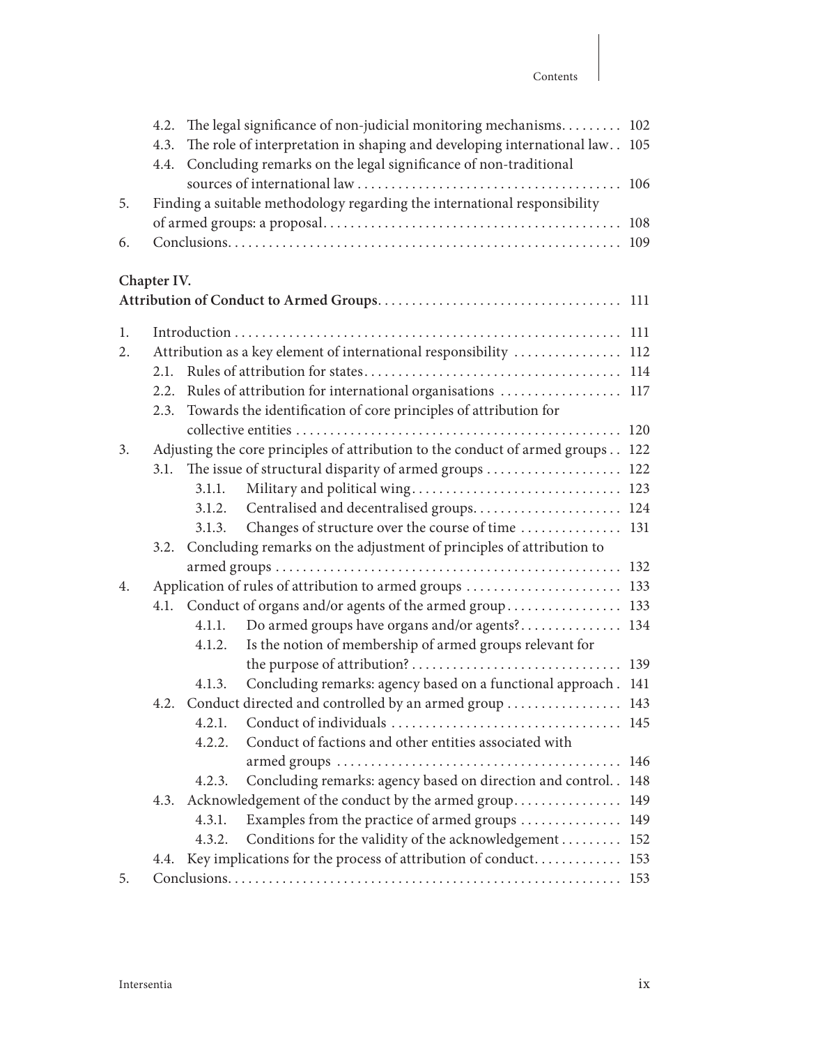4.2. The legal significance of non-judicial monitoring mechanisms ......... 102
4.3. The role of interpretation in shaping and developing international law .. 105
4.4. Concluding remarks on the legal significance of non-traditional sources of international law ......... 106

5. Finding a suitable methodology regarding the international responsibility of armed groups: a proposal ......... 108

6. Conclusions ......... 109

**Chapter IV.**
**Attribution of Conduct to Armed Groups** ......... 111

1. Introduction ......... 111
2. Attribution as a key element of international responsibility ......... 112
   - 2.1. Rules of attribution for states ......... 114
   - 2.2. Rules of attribution for international organisations ......... 117
   - 2.3. Towards the identification of core principles of attribution for collective entities ......... 120
3. Adjusting the core principles of attribution to the conduct of armed groups .. 122
   - 3.1. The issue of structural disparity of armed groups ......... 122
     - 3.1.1. Military and political wing ......... 123
     - 3.1.2. Centralised and decentralised groups ......... 124
     - 3.1.3. Changes of structure over the course of time ......... 131
   - 3.2. Concluding remarks on the adjustment of principles of attribution to armed groups ......... 132
4. Application of rules of attribution to armed groups ......... 133
   - 4.1. Conduct of organs and/or agents of the armed group ......... 133
     - 4.1.1. Do armed groups have organs and/or agents? ......... 134
     - 4.1.2. Is the notion of membership of armed groups relevant for the purpose of attribution? ......... 139
     - 4.1.3. Concluding remarks: agency based on a functional approach . 141
   - 4.2. Conduct directed and controlled by an armed group ......... 143
     - 4.2.1. Conduct of individuals ......... 145
     - 4.2.2. Conduct of factions and other entities associated with armed groups ......... 146
     - 4.2.3. Concluding remarks: agency based on direction and control .. 148
   - 4.3. Acknowledgement of the conduct by the armed group ......... 149
     - 4.3.1. Examples from the practice of armed groups ......... 149
     - 4.3.2. Conditions for the validity of the acknowledgement ......... 152
   - 4.4. Key implications for the process of attribution of conduct ......... 153
5. Conclusions ......... 153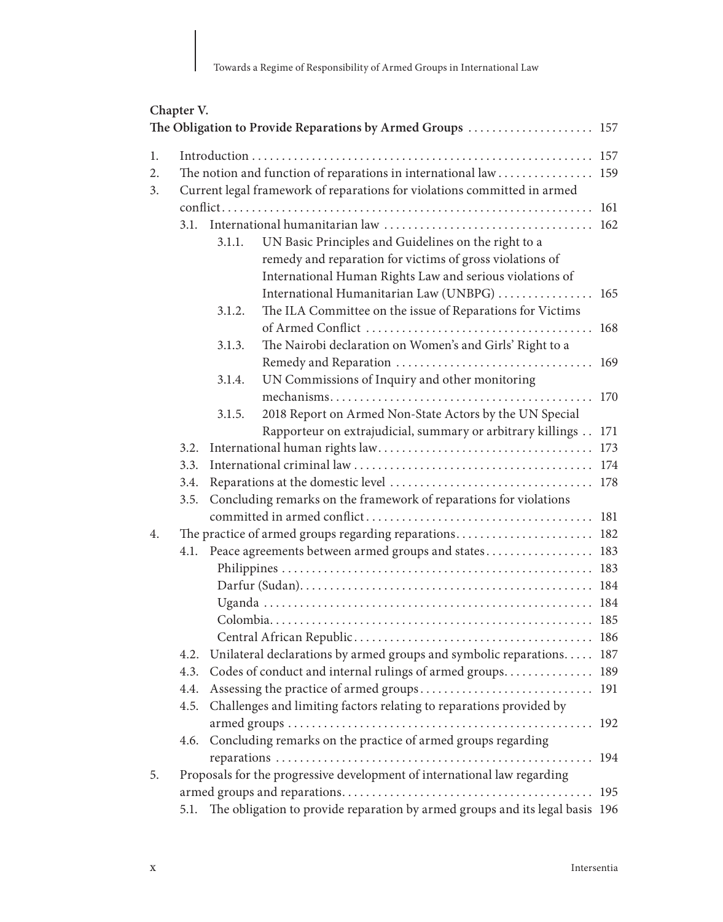**Chapter V.**
**The Obligation to Provide Reparations by Armed Groups** ..................... 157

1. Introduction ......................................................... 157
2. The notion and function of reparations in international law ................ 159
3. Current legal framework of reparations for violations committed in armed conflict ............................................................. 161
   - 3.1. International humanitarian law .................................. 162
     - 3.1.1. UN Basic Principles and Guidelines on the right to a remedy and reparation for victims of gross violations of International Human Rights Law and serious violations of International Humanitarian Law (UNBPG) ................ 165
     - 3.1.2. The ILA Committee on the issue of Reparations for Victims of Armed Conflict ..................................... 168
     - 3.1.3. The Nairobi declaration on Women's and Girls' Right to a Remedy and Reparation ................................ 169
     - 3.1.4. UN Commissions of Inquiry and other monitoring mechanisms............................................ 170
     - 3.1.5. 2018 Report on Armed Non-State Actors by the UN Special Rapporteur on extrajudicial, summary or arbitrary killings .. 171
   - 3.2. International human rights law.................................. 173
   - 3.3. International criminal law ...................................... 174
   - 3.4. Reparations at the domestic level ................................ 178
   - 3.5. Concluding remarks on the framework of reparations for violations committed in armed conflict..................................... 181
4. The practice of armed groups regarding reparations....................... 182
   - 4.1. Peace agreements between armed groups and states.................. 183
     - Philippines ................................................... 183
     - Darfur (Sudan)................................................. 184
     - Uganda ....................................................... 184
     - Colombia...................................................... 185
     - Central African Republic........................................ 186
   - 4.2. Unilateral declarations by armed groups and symbolic reparations..... 187
   - 4.3. Codes of conduct and internal rulings of armed groups.............. 189
   - 4.4. Assessing the practice of armed groups ............................ 191
   - 4.5. Challenges and limiting factors relating to reparations provided by armed groups .................................................. 192
   - 4.6. Concluding remarks on the practice of armed groups regarding reparations ................................................... 194
5. Proposals for the progressive development of international law regarding armed groups and reparations.......................................... 195
   - 5.1. The obligation to provide reparation by armed groups and its legal basis 196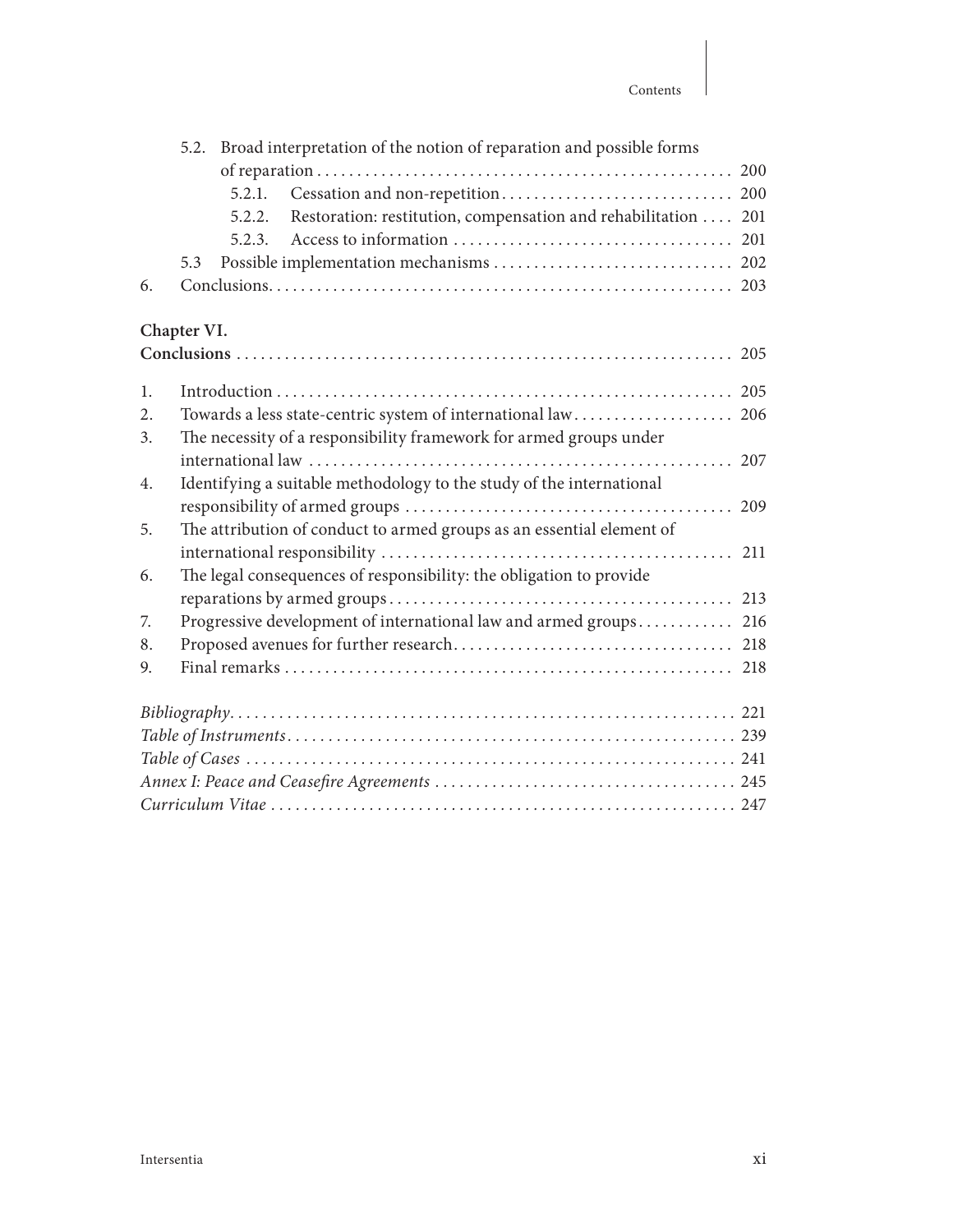5.2. Broad interpretation of the notion of reparation and possible forms of reparation . . . . . . . . . . . . . . . . . . . . . . . . . . . . . . . . . . . . . . . . . . . . . . . . . . . . 200

5.2.1. Cessation and non-repetition . . . . . . . . . . . . . . . . . . . . . . . . . . . . 200

5.2.2. Restoration: restitution, compensation and rehabilitation . . . . 201

5.2.3. Access to information . . . . . . . . . . . . . . . . . . . . . . . . . . . . . . . . . . 201

5.3 Possible implementation mechanisms . . . . . . . . . . . . . . . . . . . . . . . . . . . . . 202

6. Conclusions . . . . . . . . . . . . . . . . . . . . . . . . . . . . . . . . . . . . . . . . . . . . . . . . . . . . . . . . 203

**Chapter VI.**
**Conclusions** . . . . . . . . . . . . . . . . . . . . . . . . . . . . . . . . . . . . . . . . . . . . . . . . . . . . . . . . . . . 205

1. Introduction . . . . . . . . . . . . . . . . . . . . . . . . . . . . . . . . . . . . . . . . . . . . . . . . . . . . . . . 205
2. Towards a less state-centric system of international law . . . . . . . . . . . . . . . . . . . 206
3. The necessity of a responsibility framework for armed groups under international law . . . . . . . . . . . . . . . . . . . . . . . . . . . . . . . . . . . . . . . . . . . . . . . . . . . 207
4. Identifying a suitable methodology to the study of the international responsibility of armed groups . . . . . . . . . . . . . . . . . . . . . . . . . . . . . . . . . . . . . . . 209
5. The attribution of conduct to armed groups as an essential element of international responsibility . . . . . . . . . . . . . . . . . . . . . . . . . . . . . . . . . . . . . . . . . . 211
6. The legal consequences of responsibility: the obligation to provide reparations by armed groups . . . . . . . . . . . . . . . . . . . . . . . . . . . . . . . . . . . . . . . . . 213
7. Progressive development of international law and armed groups . . . . . . . . . . . 216
8. Proposed avenues for further research . . . . . . . . . . . . . . . . . . . . . . . . . . . . . . . . . 218
9. Final remarks . . . . . . . . . . . . . . . . . . . . . . . . . . . . . . . . . . . . . . . . . . . . . . . . . . . . . . 218

*Bibliography* . . . . . . . . . . . . . . . . . . . . . . . . . . . . . . . . . . . . . . . . . . . . . . . . . . . . . . . . . . . 221
*Table of Instruments* . . . . . . . . . . . . . . . . . . . . . . . . . . . . . . . . . . . . . . . . . . . . . . . . . . . . 239
*Table of Cases* . . . . . . . . . . . . . . . . . . . . . . . . . . . . . . . . . . . . . . . . . . . . . . . . . . . . . . . . . 241
*Annex I: Peace and Ceasefire Agreements* . . . . . . . . . . . . . . . . . . . . . . . . . . . . . . . . . . . 245
*Curriculum Vitae* . . . . . . . . . . . . . . . . . . . . . . . . . . . . . . . . . . . . . . . . . . . . . . . . . . . . . . 247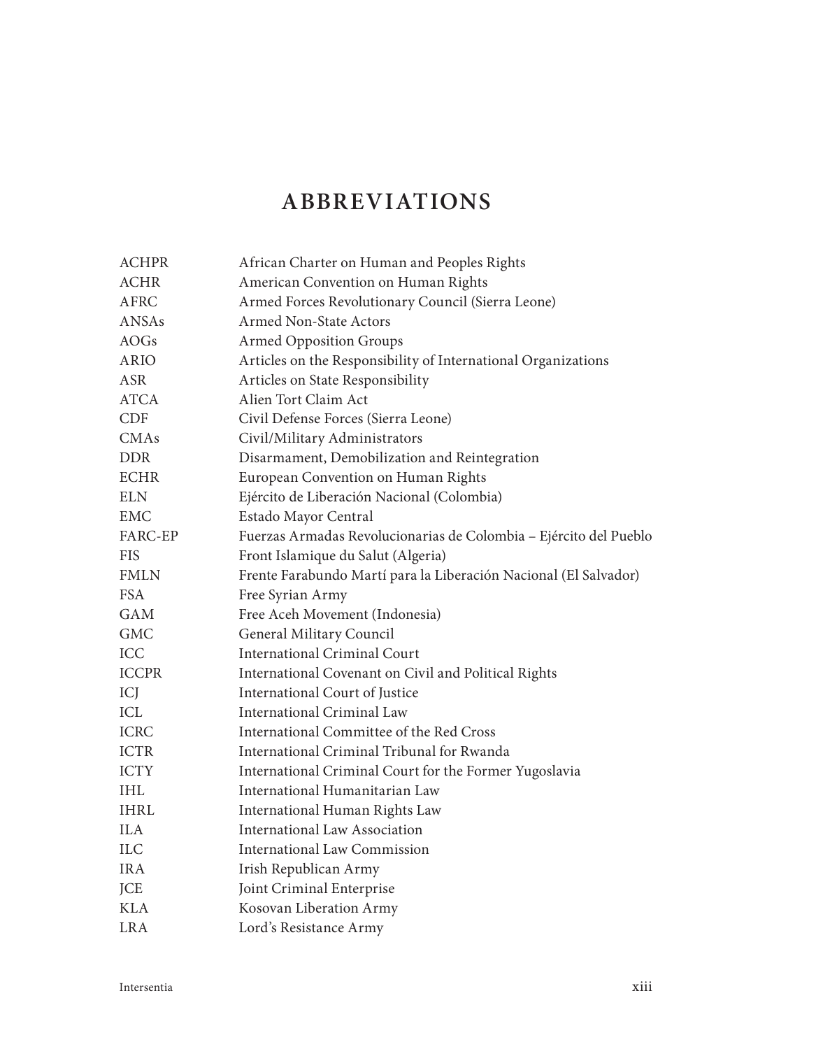# ABBREVIATIONS

| | |
|---|---|
| ACHPR | African Charter on Human and Peoples Rights |
| ACHR | American Convention on Human Rights |
| AFRC | Armed Forces Revolutionary Council (Sierra Leone) |
| ANSAs | Armed Non-State Actors |
| AOGs | Armed Opposition Groups |
| ARIO | Articles on the Responsibility of International Organizations |
| ASR | Articles on State Responsibility |
| ATCA | Alien Tort Claim Act |
| CDF | Civil Defense Forces (Sierra Leone) |
| CMAs | Civil/Military Administrators |
| DDR | Disarmament, Demobilization and Reintegration |
| ECHR | European Convention on Human Rights |
| ELN | Ejército de Liberación Nacional (Colombia) |
| EMC | Estado Mayor Central |
| FARC-EP | Fuerzas Armadas Revolucionarias de Colombia – Ejército del Pueblo |
| FIS | Front Islamique du Salut (Algeria) |
| FMLN | Frente Farabundo Martí para la Liberación Nacional (El Salvador) |
| FSA | Free Syrian Army |
| GAM | Free Aceh Movement (Indonesia) |
| GMC | General Military Council |
| ICC | International Criminal Court |
| ICCPR | International Covenant on Civil and Political Rights |
| ICJ | International Court of Justice |
| ICL | International Criminal Law |
| ICRC | International Committee of the Red Cross |
| ICTR | International Criminal Tribunal for Rwanda |
| ICTY | International Criminal Court for the Former Yugoslavia |
| IHL | International Humanitarian Law |
| IHRL | International Human Rights Law |
| ILA | International Law Association |
| ILC | International Law Commission |
| IRA | Irish Republican Army |
| JCE | Joint Criminal Enterprise |
| KLA | Kosovan Liberation Army |
| LRA | Lord's Resistance Army |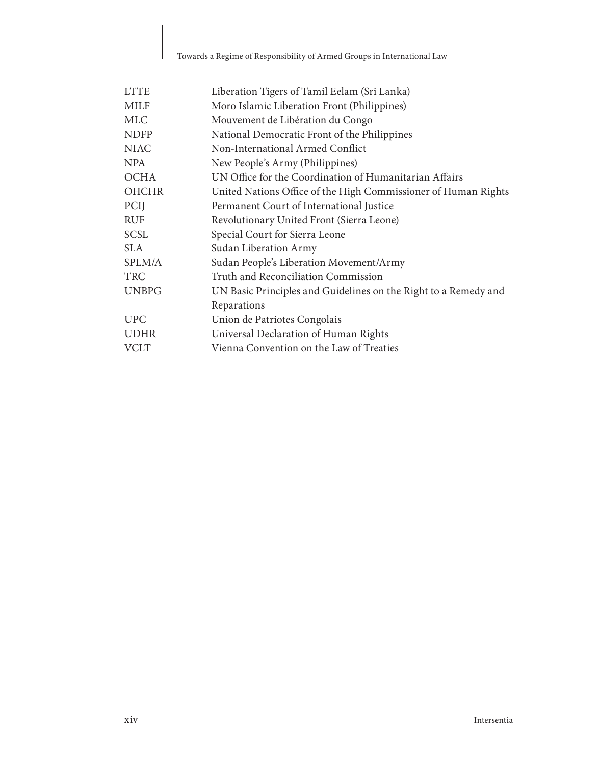| | |
|---|---|
| LTTE | Liberation Tigers of Tamil Eelam (Sri Lanka) |
| MILF | Moro Islamic Liberation Front (Philippines) |
| MLC | Mouvement de Libération du Congo |
| NDFP | National Democratic Front of the Philippines |
| NIAC | Non-International Armed Conflict |
| NPA | New People's Army (Philippines) |
| OCHA | UN Office for the Coordination of Humanitarian Affairs |
| OHCHR | United Nations Office of the High Commissioner of Human Rights |
| PCIJ | Permanent Court of International Justice |
| RUF | Revolutionary United Front (Sierra Leone) |
| SCSL | Special Court for Sierra Leone |
| SLA | Sudan Liberation Army |
| SPLM/A | Sudan People's Liberation Movement/Army |
| TRC | Truth and Reconciliation Commission |
| UNBPG | UN Basic Principles and Guidelines on the Right to a Remedy and Reparations |
| UPC | Union de Patriotes Congolais |
| UDHR | Universal Declaration of Human Rights |
| VCLT | Vienna Convention on the Law of Treaties |